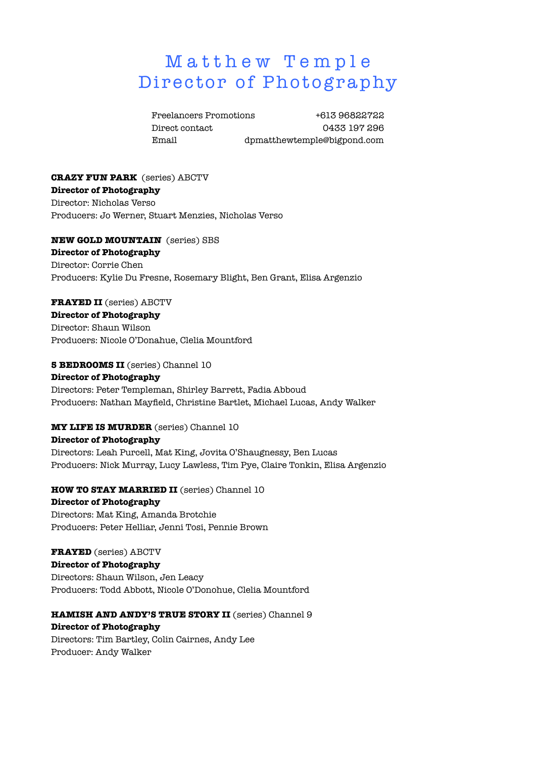# Matthew Temple
# Director of Photography

| | |
|---|---|
| Freelancers Promotions | +613 96822722 |
| Direct contact | 0433 197 296 |
| Email | dpmatthewtemple@bigpond.com |

**CRAZY FUN PARK** (series) ABCTV
**Director of Photography**
Director: Nicholas Verso
Producers: Jo Werner, Stuart Menzies, Nicholas Verso

**NEW GOLD MOUNTAIN** (series) SBS
**Director of Photography**
Director: Corrie Chen
Producers: Kylie Du Fresne, Rosemary Blight, Ben Grant, Elisa Argenzio

**FRAYED II** (series) ABCTV
**Director of Photography**
Director: Shaun Wilson
Producers: Nicole O'Donahue, Clelia Mountford

**5 BEDROOMS II** (series) Channel 10
**Director of Photography**
Directors: Peter Templeman, Shirley Barrett, Fadia Abboud
Producers: Nathan Mayfield, Christine Bartlet, Michael Lucas, Andy Walker

**MY LIFE IS MURDER** (series) Channel 10
**Director of Photography**
Directors: Leah Purcell, Mat King, Jovita O'Shaugnessy, Ben Lucas
Producers: Nick Murray, Lucy Lawless, Tim Pye, Claire Tonkin, Elisa Argenzio

**HOW TO STAY MARRIED II** (series) Channel 10
**Director of Photography**
Directors: Mat King, Amanda Brotchie
Producers: Peter Helliar, Jenni Tosi, Pennie Brown

**FRAYED** (series) ABCTV
**Director of Photography**
Directors: Shaun Wilson, Jen Leacy
Producers: Todd Abbott, Nicole O'Donohue, Clelia Mountford

**HAMISH AND ANDY'S TRUE STORY II** (series) Channel 9
**Director of Photography**
Directors: Tim Bartley, Colin Cairnes, Andy Lee
Producer: Andy Walker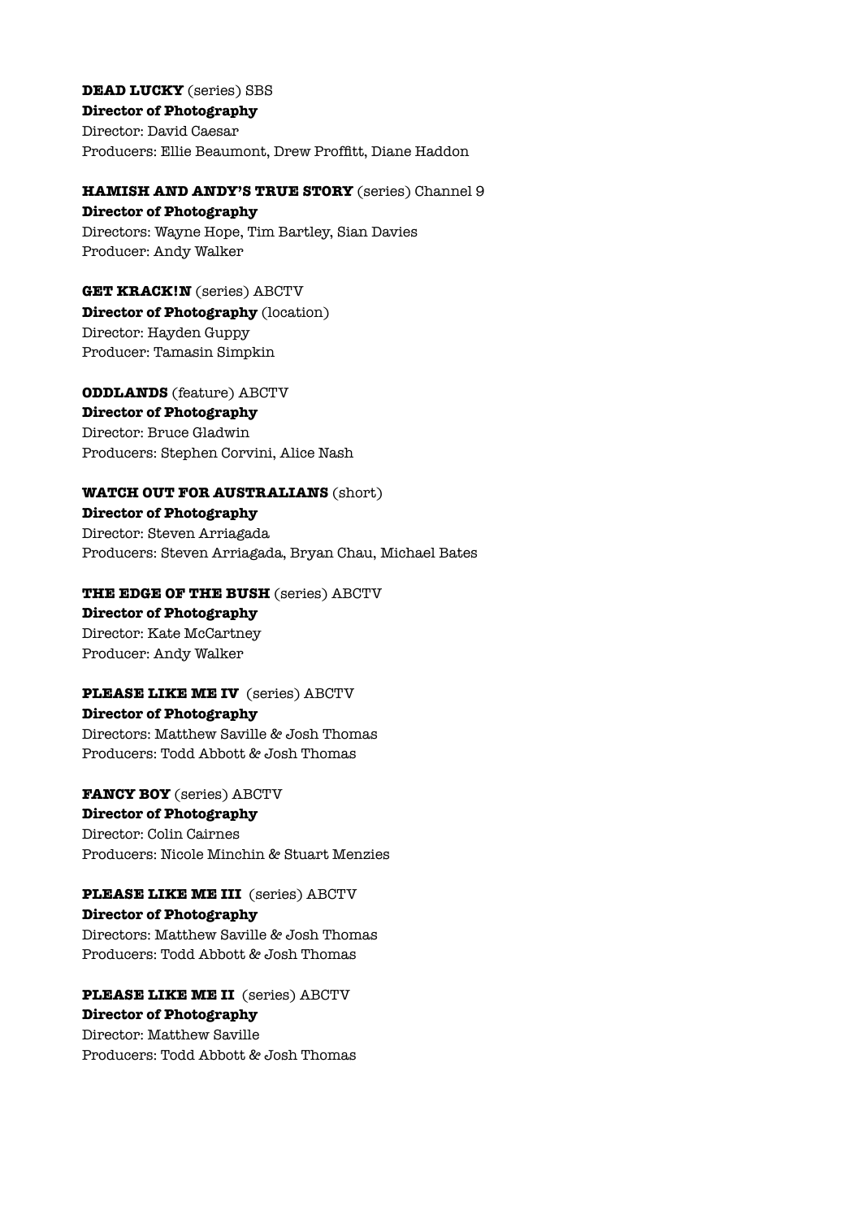**DEAD LUCKY** (series) SBS
**Director of Photography**
Director: David Caesar
Producers: Ellie Beaumont, Drew Proffitt, Diane Haddon

**HAMISH AND ANDY'S TRUE STORY** (series) Channel 9
**Director of Photography**
Directors: Wayne Hope, Tim Bartley, Sian Davies
Producer: Andy Walker

**GET KRACK!N** (series) ABCTV
**Director of Photography** (location)
Director: Hayden Guppy
Producer: Tamasin Simpkin

**ODDLANDS** (feature) ABCTV
**Director of Photography**
Director: Bruce Gladwin
Producers: Stephen Corvini, Alice Nash

**WATCH OUT FOR AUSTRALIANS** (short)
**Director of Photography**
Director: Steven Arriagada
Producers: Steven Arriagada, Bryan Chau, Michael Bates

**THE EDGE OF THE BUSH** (series) ABCTV
**Director of Photography**
Director: Kate McCartney
Producer: Andy Walker

**PLEASE LIKE ME IV** (series) ABCTV
**Director of Photography**
Directors: Matthew Saville & Josh Thomas
Producers: Todd Abbott & Josh Thomas

**FANCY BOY** (series) ABCTV
**Director of Photography**
Director: Colin Cairnes
Producers: Nicole Minchin & Stuart Menzies

**PLEASE LIKE ME III** (series) ABCTV
**Director of Photography**
Directors: Matthew Saville & Josh Thomas
Producers: Todd Abbott & Josh Thomas

**PLEASE LIKE ME II** (series) ABCTV
**Director of Photography**
Director: Matthew Saville
Producers: Todd Abbott & Josh Thomas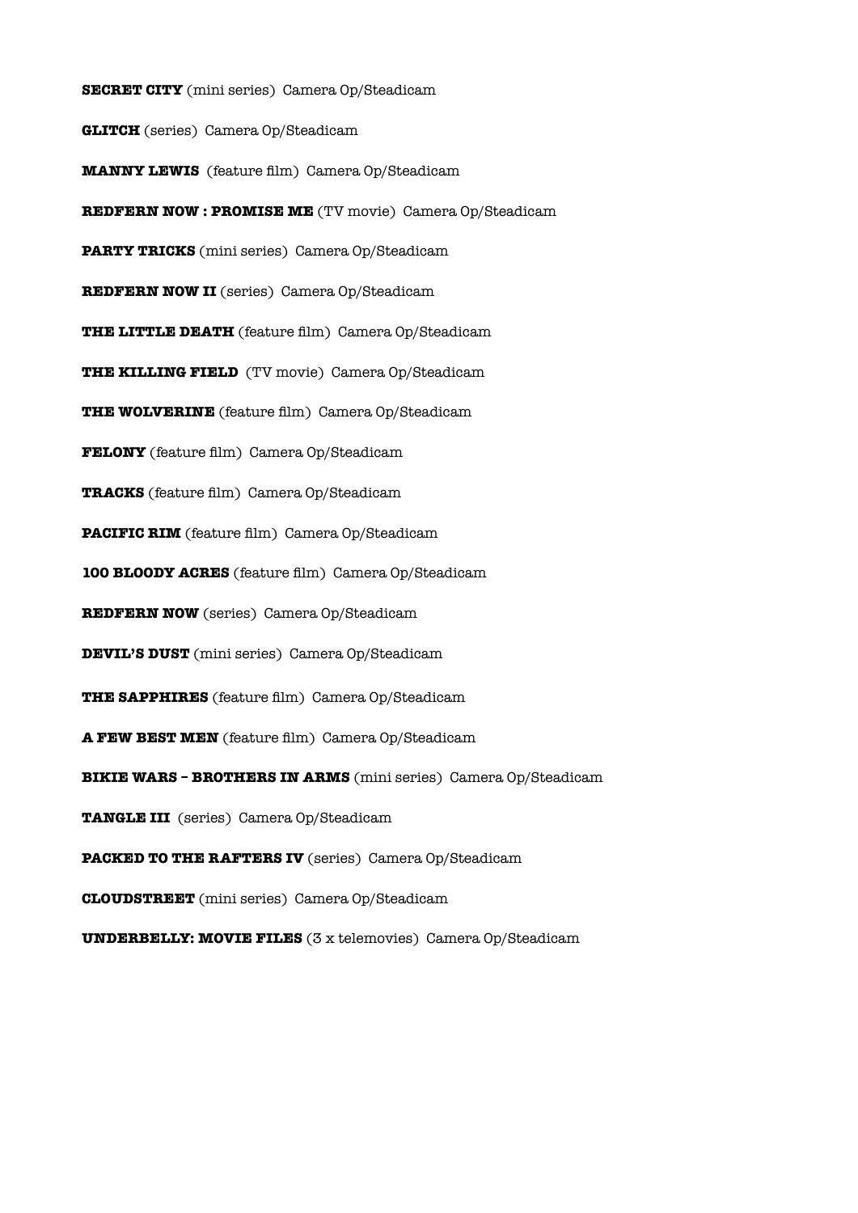**SECRET CITY** (mini series)  Camera Op/Steadicam

**GLITCH** (series)  Camera Op/Steadicam

**MANNY LEWIS**  (feature film)  Camera Op/Steadicam

**REDFERN NOW : PROMISE ME** (TV movie)  Camera Op/Steadicam

**PARTY TRICKS** (mini series)  Camera Op/Steadicam

**REDFERN NOW II** (series)  Camera Op/Steadicam

**THE LITTLE DEATH** (feature film)  Camera Op/Steadicam

**THE KILLING FIELD**  (TV movie)  Camera Op/Steadicam

**THE WOLVERINE** (feature film)  Camera Op/Steadicam

**FELONY** (feature film)  Camera Op/Steadicam

**TRACKS** (feature film)  Camera Op/Steadicam

**PACIFIC RIM** (feature film)  Camera Op/Steadicam

**100 BLOODY ACRES** (feature film)  Camera Op/Steadicam

**REDFERN NOW** (series)  Camera Op/Steadicam

**DEVIL'S DUST** (mini series)  Camera Op/Steadicam

**THE SAPPHIRES** (feature film)  Camera Op/Steadicam

**A FEW BEST MEN** (feature film)  Camera Op/Steadicam

**BIKIE WARS – BROTHERS IN ARMS** (mini series)  Camera Op/Steadicam

**TANGLE III**  (series)  Camera Op/Steadicam

**PACKED TO THE RAFTERS IV** (series)  Camera Op/Steadicam

**CLOUDSTREET** (mini series)  Camera Op/Steadicam

**UNDERBELLY: MOVIE FILES** (3 x telemovies)  Camera Op/Steadicam